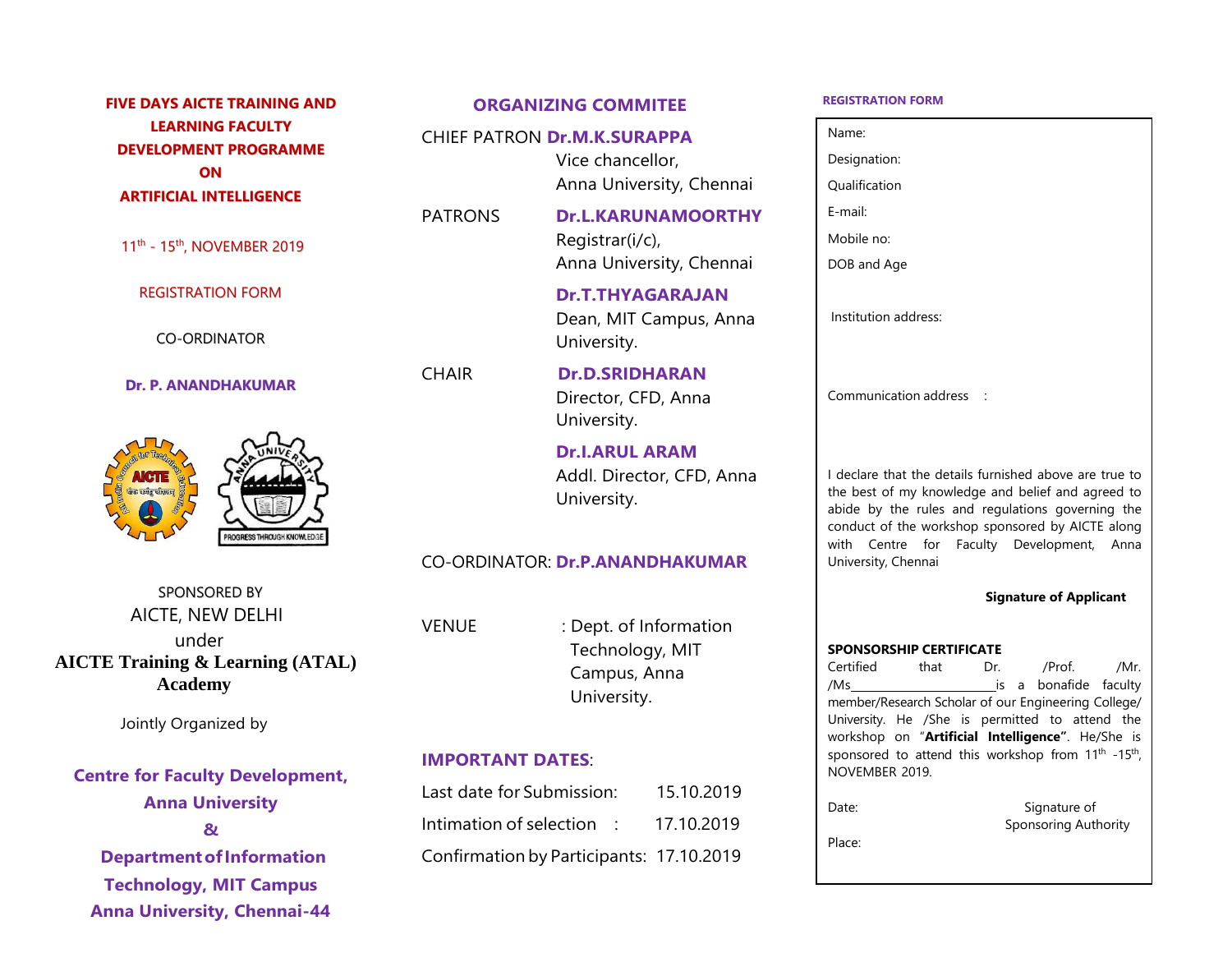# FIVE DAYS AICTE TRAINING AND LEARNING FACULTY DEVELOPMENT PROGRAMME ON ARTIFICIAL INTELLIGENCE

11th - 15th, NOVEMBER 2019

REGISTRATION FORM

CO-ORDINATOR

**Dr. P. ANANDHAKUMAR**

SPONSORED BY
AICTE, NEW DELHI
under
**AICTE Training & Learning (ATAL) Academy**

Jointly Organized by

**Centre for Faculty Development, Anna University**
**&**
**Department of Information Technology, MIT Campus**
**Anna University, Chennai-44**

## ORGANIZING COMMITEE

CHIEF PATRON **Dr.M.K.SURAPPA**
Vice chancellor,
Anna University, Chennai

PATRONS **Dr.L.KARUNAMOORTHY**
Registrar(i/c),
Anna University, Chennai

**Dr.T.THYAGARAJAN**
Dean, MIT Campus, Anna University.

CHAIR **Dr.D.SRIDHARAN**
Director, CFD, Anna University.

**Dr.I.ARUL ARAM**
Addl. Director, CFD, Anna University.

CO-ORDINATOR: **Dr.P.ANANDHAKUMAR**

VENUE : Dept. of Information Technology, MIT Campus, Anna University.

## IMPORTANT DATES:

| | |
|---|---|
| Last date for Submission: | 15.10.2019 |
| Intimation of selection : | 17.10.2019 |
| Confirmation by Participants: | 17.10.2019 |

## REGISTRATION FORM

Name:

Designation:

Qualification

E-mail:

Mobile no:

DOB and Age

Institution address:

Communication address :

I declare that the details furnished above are true to the best of my knowledge and belief and agreed to abide by the rules and regulations governing the conduct of the workshop sponsored by AICTE along with Centre for Faculty Development, Anna University, Chennai

**Signature of Applicant**

**SPONSORSHIP CERTIFICATE**

Certified that Dr. /Prof. /Mr. /Ms________________________is a bonafide faculty member/Research Scholar of our Engineering College/ University. He /She is permitted to attend the workshop on "**Artificial Intelligence"**. He/She is sponsored to attend this workshop from 11th -15th, NOVEMBER 2019.

Date: Signature of Sponsoring Authority

Place: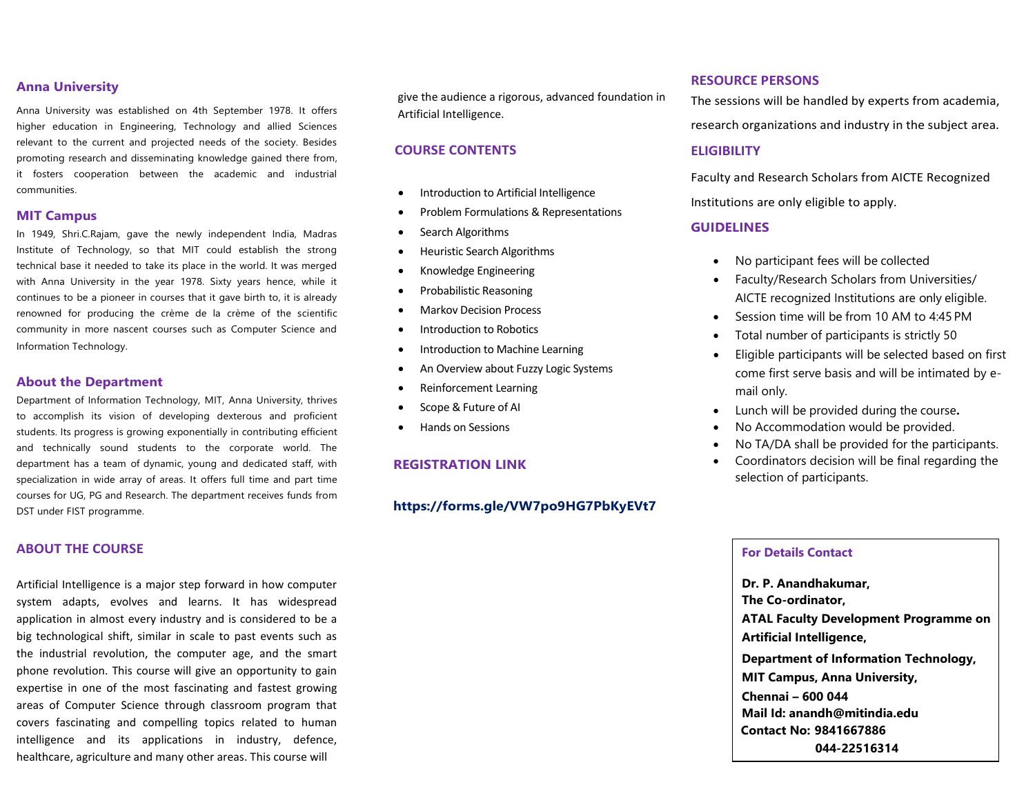## Anna University

Anna University was established on 4th September 1978. It offers higher education in Engineering, Technology and allied Sciences relevant to the current and projected needs of the society. Besides promoting research and disseminating knowledge gained there from, it fosters cooperation between the academic and industrial communities.

## MIT Campus

In 1949, Shri.C.Rajam, gave the newly independent India, Madras Institute of Technology, so that MIT could establish the strong technical base it needed to take its place in the world. It was merged with Anna University in the year 1978. Sixty years hence, while it continues to be a pioneer in courses that it gave birth to, it is already renowned for producing the crème de la crème of the scientific community in more nascent courses such as Computer Science and Information Technology.

## About the Department

Department of Information Technology, MIT, Anna University, thrives to accomplish its vision of developing dexterous and proficient students. Its progress is growing exponentially in contributing efficient and technically sound students to the corporate world. The department has a team of dynamic, young and dedicated staff, with specialization in wide array of areas. It offers full time and part time courses for UG, PG and Research. The department receives funds from DST under FIST programme.

## ABOUT THE COURSE

Artificial Intelligence is a major step forward in how computer system adapts, evolves and learns. It has widespread application in almost every industry and is considered to be a big technological shift, similar in scale to past events such as the industrial revolution, the computer age, and the smart phone revolution. This course will give an opportunity to gain expertise in one of the most fascinating and fastest growing areas of Computer Science through classroom program that covers fascinating and compelling topics related to human intelligence and its applications in industry, defence, healthcare, agriculture and many other areas. This course will give the audience a rigorous, advanced foundation in Artificial Intelligence.

## COURSE CONTENTS

- Introduction to Artificial Intelligence
- Problem Formulations & Representations
- Search Algorithms
- Heuristic Search Algorithms
- Knowledge Engineering
- Probabilistic Reasoning
- Markov Decision Process
- Introduction to Robotics
- Introduction to Machine Learning
- An Overview about Fuzzy Logic Systems
- Reinforcement Learning
- Scope & Future of AI
- Hands on Sessions

## REGISTRATION LINK

**https://forms.gle/VW7po9HG7PbKyEVt7**

## RESOURCE PERSONS

The sessions will be handled by experts from academia, research organizations and industry in the subject area.

## ELIGIBILITY

Faculty and Research Scholars from AICTE Recognized Institutions are only eligible to apply.

## GUIDELINES

- No participant fees will be collected
- Faculty/Research Scholars from Universities/ AICTE recognized Institutions are only eligible.
- Session time will be from 10 AM to 4:45 PM
- Total number of participants is strictly 50
- Eligible participants will be selected based on first come first serve basis and will be intimated by e-mail only.
- Lunch will be provided during the course**.**
- No Accommodation would be provided.
- No TA/DA shall be provided for the participants.
- Coordinators decision will be final regarding the selection of participants.

### For Details Contact

**Dr. P. Anandhakumar,**
**The Co-ordinator,**
**ATAL Faculty Development Programme on Artificial Intelligence,**
**Department of Information Technology,**
**MIT Campus, Anna University,**
**Chennai – 600 044**
**Mail Id: anandh@mitindia.edu**
**Contact No: 9841667886**
**044-22516314**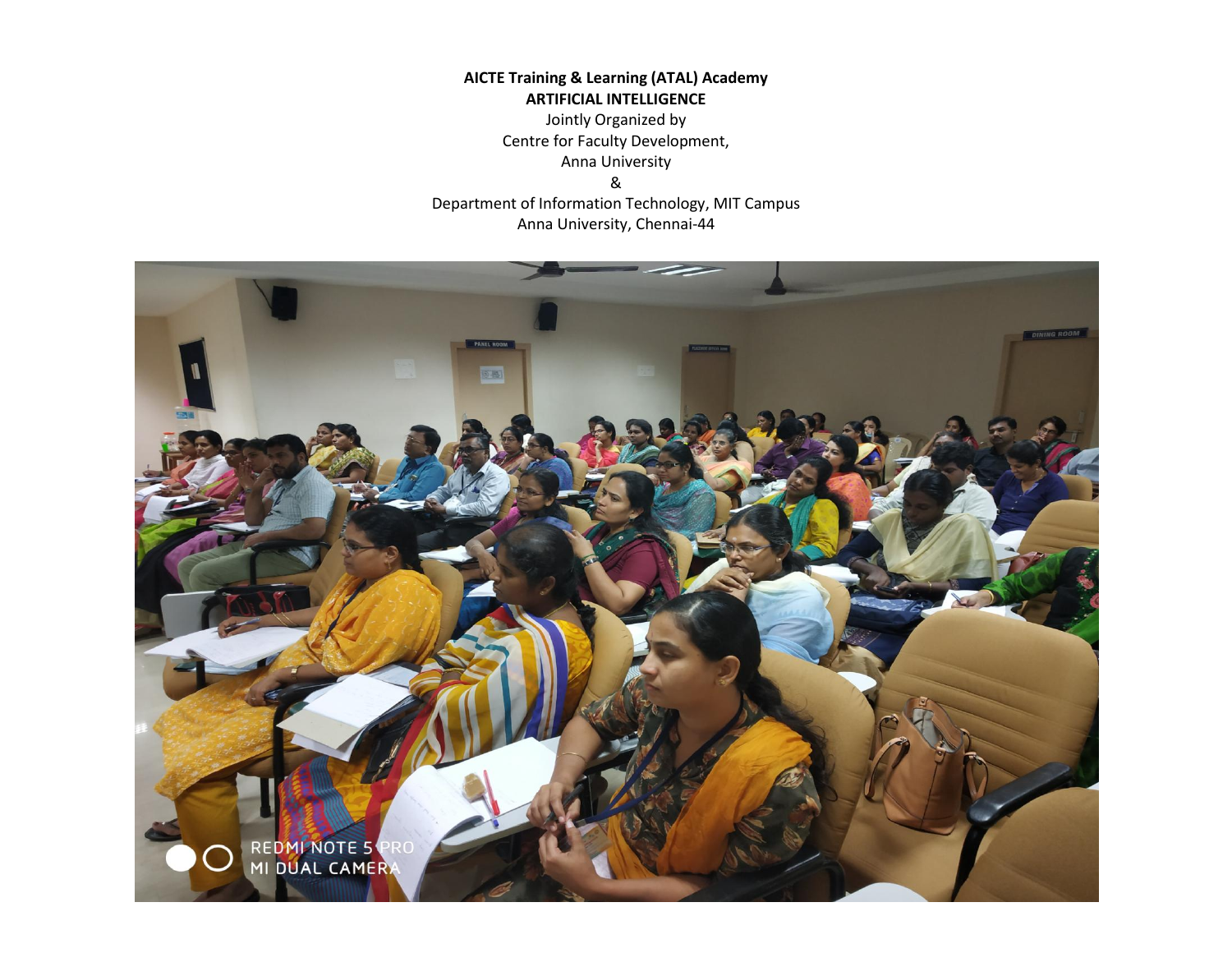**AICTE Training & Learning (ATAL) Academy**

**ARTIFICIAL INTELLIGENCE**

Jointly Organized by

Centre for Faculty Development,

Anna University

&

Department of Information Technology, MIT Campus

Anna University, Chennai-44